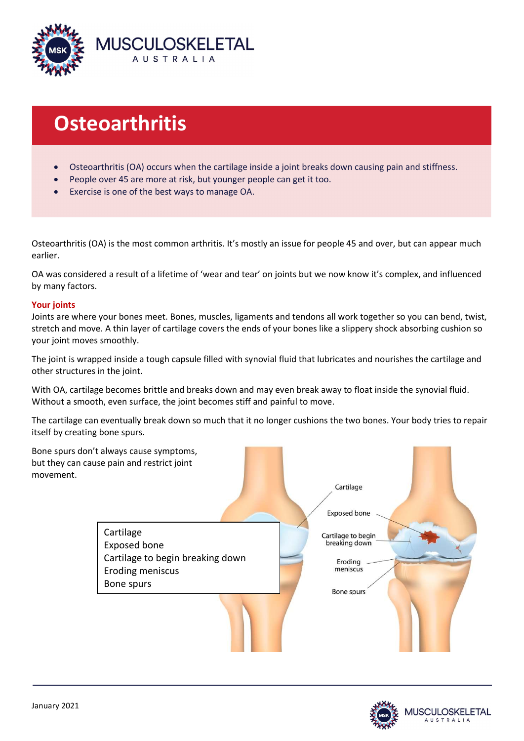# Osteoarthritis

- Osteoarthritis (OA) occurs when the cartilage inside a joint breaks down causing pain and stiffness.
- People over 45 are more at risk, but younger people can get it too.
- Exercise is one of the best ways to manage OA.

Osteoarthritis (OA) is the most common arthritis. It's mostly an issue for people 45 and over, but can appear much earlier.

OA was considered a result of a lifetime of 'wear and tear' on joints but we now know it's complex, and influenced by many factors.

## Your joints

Joints are where your bones meet. Bones, muscles, ligaments and tendons all work together so you can bend, twist, stretch and move. A thin layer of cartilage covers the ends of your bones like a slippery shock absorbing cushion so your joint moves smoothly.

The joint is wrapped inside a tough capsule filled with synovial fluid that lubricates and nourishes the cartilage and other structures in the joint.

With OA, cartilage becomes brittle and breaks down and may even break away to float inside the synovial fluid. Without a smooth, even surface, the joint becomes stiff and painful to move.

The cartilage can eventually break down so much that it no longer cushions the two bones. Your body tries to repair itself by creating bone spurs.

Bone spurs don't always cause symptoms, but they can cause pain and restrict joint movement.

Cartilage
Exposed bone
Cartilage to begin breaking down
Eroding meniscus
Bone spurs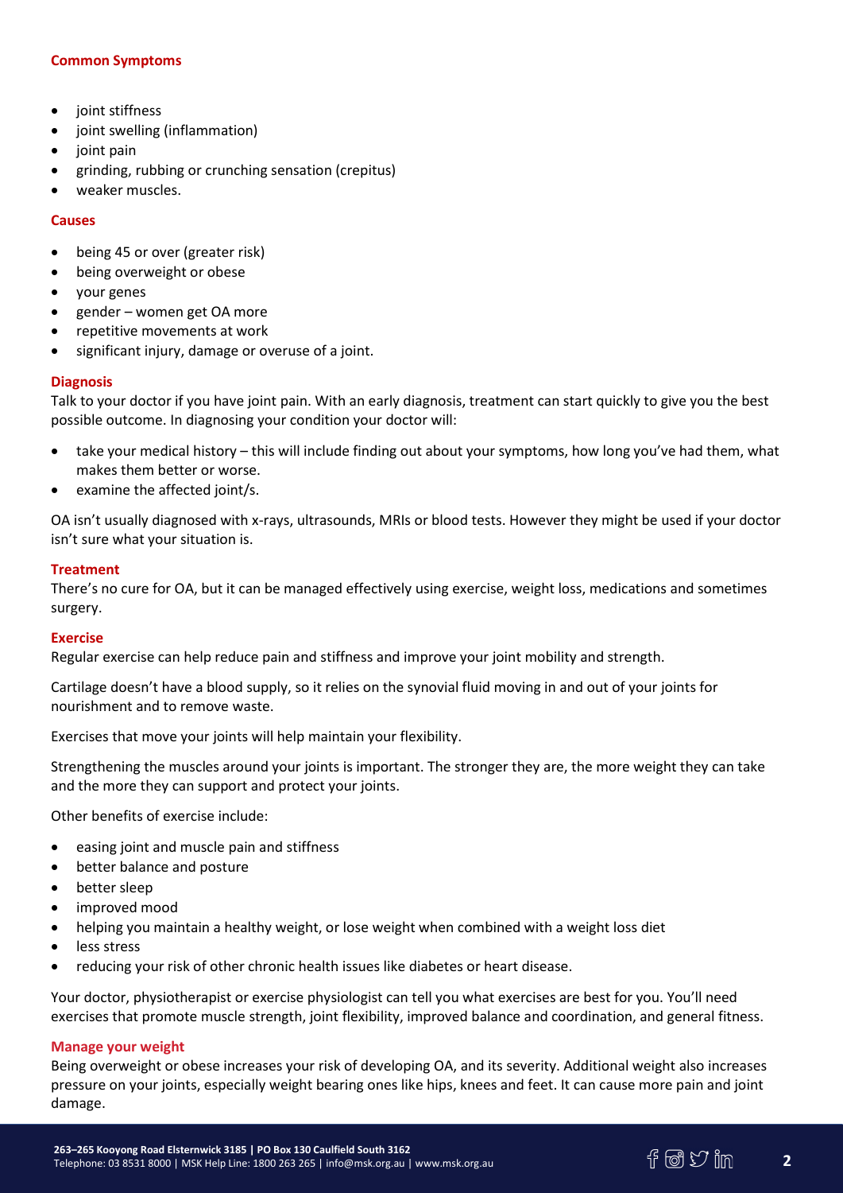## Common Symptoms

- joint stiffness
- joint swelling (inflammation)
- joint pain
- grinding, rubbing or crunching sensation (crepitus)
- weaker muscles.

## Causes

- being 45 or over (greater risk)
- being overweight or obese
- your genes
- gender – women get OA more
- repetitive movements at work
- significant injury, damage or overuse of a joint.

## Diagnosis

Talk to your doctor if you have joint pain. With an early diagnosis, treatment can start quickly to give you the best possible outcome. In diagnosing your condition your doctor will:

- take your medical history – this will include finding out about your symptoms, how long you've had them, what makes them better or worse.
- examine the affected joint/s.

OA isn't usually diagnosed with x-rays, ultrasounds, MRIs or blood tests. However they might be used if your doctor isn't sure what your situation is.

## Treatment

There's no cure for OA, but it can be managed effectively using exercise, weight loss, medications and sometimes surgery.

## Exercise

Regular exercise can help reduce pain and stiffness and improve your joint mobility and strength.

Cartilage doesn't have a blood supply, so it relies on the synovial fluid moving in and out of your joints for nourishment and to remove waste.

Exercises that move your joints will help maintain your flexibility.

Strengthening the muscles around your joints is important. The stronger they are, the more weight they can take and the more they can support and protect your joints.

Other benefits of exercise include:

- easing joint and muscle pain and stiffness
- better balance and posture
- better sleep
- improved mood
- helping you maintain a healthy weight, or lose weight when combined with a weight loss diet
- less stress
- reducing your risk of other chronic health issues like diabetes or heart disease.

Your doctor, physiotherapist or exercise physiologist can tell you what exercises are best for you. You'll need exercises that promote muscle strength, joint flexibility, improved balance and coordination, and general fitness.

## Manage your weight

Being overweight or obese increases your risk of developing OA, and its severity. Additional weight also increases pressure on your joints, especially weight bearing ones like hips, knees and feet. It can cause more pain and joint damage.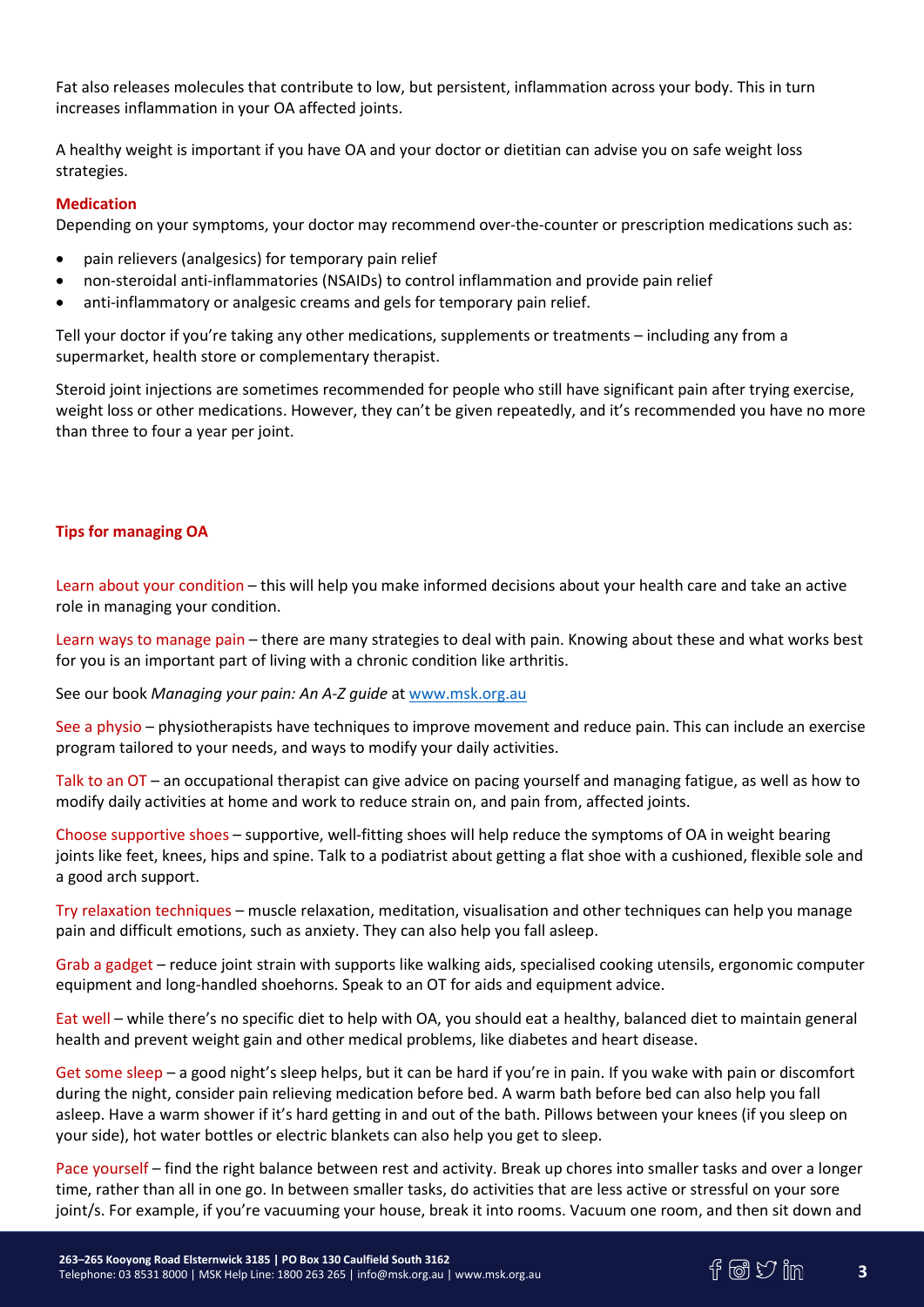Fat also releases molecules that contribute to low, but persistent, inflammation across your body. This in turn increases inflammation in your OA affected joints.

A healthy weight is important if you have OA and your doctor or dietitian can advise you on safe weight loss strategies.

### Medication

Depending on your symptoms, your doctor may recommend over-the-counter or prescription medications such as:

- pain relievers (analgesics) for temporary pain relief
- non-steroidal anti-inflammatories (NSAIDs) to control inflammation and provide pain relief
- anti-inflammatory or analgesic creams and gels for temporary pain relief.

Tell your doctor if you're taking any other medications, supplements or treatments – including any from a supermarket, health store or complementary therapist.

Steroid joint injections are sometimes recommended for people who still have significant pain after trying exercise, weight loss or other medications. However, they can't be given repeatedly, and it's recommended you have no more than three to four a year per joint.

### Tips for managing OA

Learn about your condition – this will help you make informed decisions about your health care and take an active role in managing your condition.

Learn ways to manage pain – there are many strategies to deal with pain. Knowing about these and what works best for you is an important part of living with a chronic condition like arthritis.

See our book *Managing your pain: An A-Z guide* at www.msk.org.au

See a physio – physiotherapists have techniques to improve movement and reduce pain. This can include an exercise program tailored to your needs, and ways to modify your daily activities.

Talk to an OT – an occupational therapist can give advice on pacing yourself and managing fatigue, as well as how to modify daily activities at home and work to reduce strain on, and pain from, affected joints.

Choose supportive shoes – supportive, well-fitting shoes will help reduce the symptoms of OA in weight bearing joints like feet, knees, hips and spine. Talk to a podiatrist about getting a flat shoe with a cushioned, flexible sole and a good arch support.

Try relaxation techniques – muscle relaxation, meditation, visualisation and other techniques can help you manage pain and difficult emotions, such as anxiety. They can also help you fall asleep.

Grab a gadget – reduce joint strain with supports like walking aids, specialised cooking utensils, ergonomic computer equipment and long-handled shoehorns. Speak to an OT for aids and equipment advice.

Eat well – while there's no specific diet to help with OA, you should eat a healthy, balanced diet to maintain general health and prevent weight gain and other medical problems, like diabetes and heart disease.

Get some sleep – a good night's sleep helps, but it can be hard if you're in pain. If you wake with pain or discomfort during the night, consider pain relieving medication before bed. A warm bath before bed can also help you fall asleep. Have a warm shower if it's hard getting in and out of the bath. Pillows between your knees (if you sleep on your side), hot water bottles or electric blankets can also help you get to sleep.

Pace yourself – find the right balance between rest and activity. Break up chores into smaller tasks and over a longer time, rather than all in one go. In between smaller tasks, do activities that are less active or stressful on your sore joint/s. For example, if you're vacuuming your house, break it into rooms. Vacuum one room, and then sit down and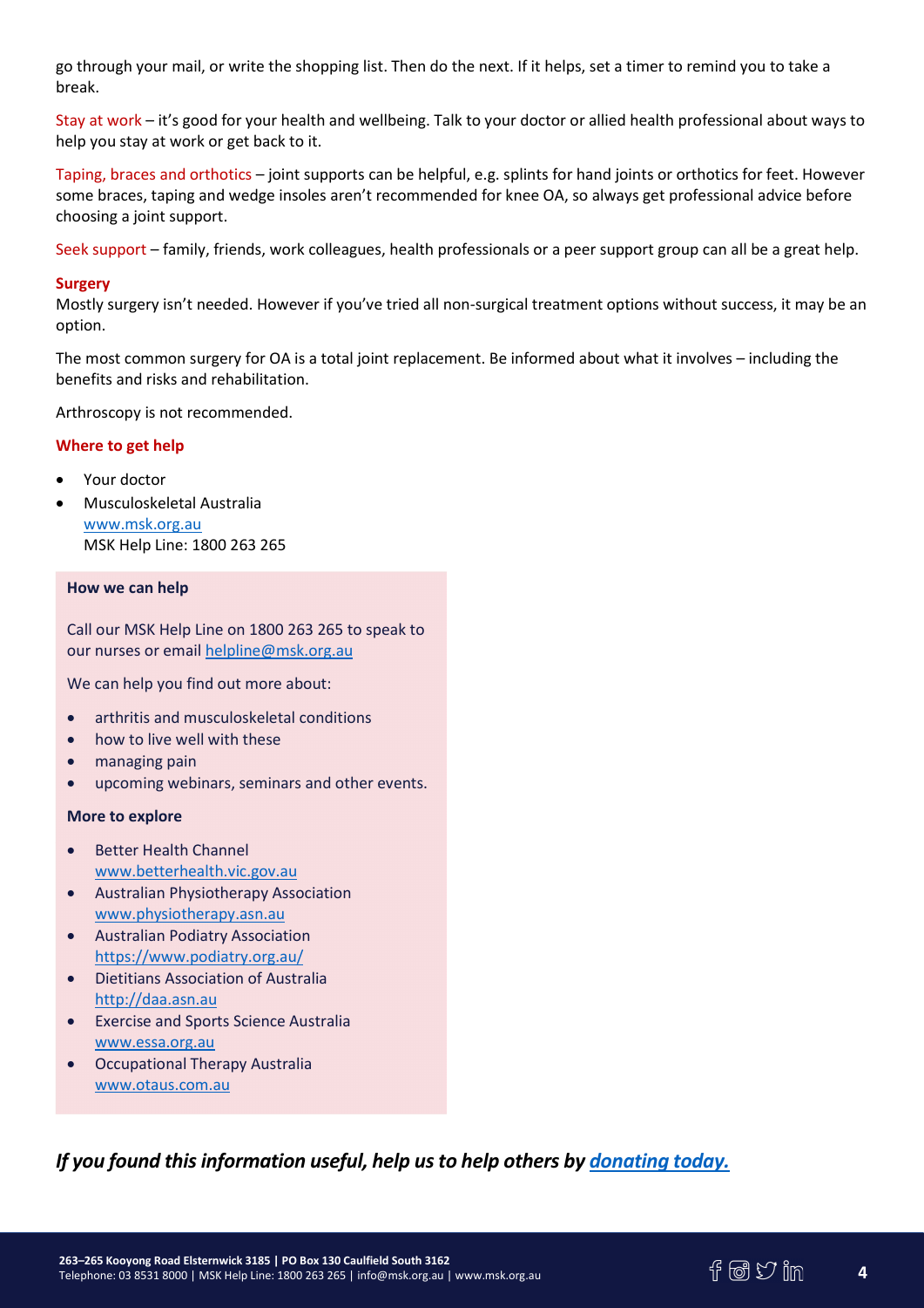go through your mail, or write the shopping list. Then do the next. If it helps, set a timer to remind you to take a break.

Stay at work – it's good for your health and wellbeing. Talk to your doctor or allied health professional about ways to help you stay at work or get back to it.

Taping, braces and orthotics – joint supports can be helpful, e.g. splints for hand joints or orthotics for feet. However some braces, taping and wedge insoles aren't recommended for knee OA, so always get professional advice before choosing a joint support.

Seek support – family, friends, work colleagues, health professionals or a peer support group can all be a great help.

### Surgery

Mostly surgery isn't needed. However if you've tried all non-surgical treatment options without success, it may be an option.

The most common surgery for OA is a total joint replacement. Be informed about what it involves – including the benefits and risks and rehabilitation.

Arthroscopy is not recommended.

### Where to get help

- Your doctor
- Musculoskeletal Australia
  www.msk.org.au
  MSK Help Line: 1800 263 265

**How we can help**

Call our MSK Help Line on 1800 263 265 to speak to our nurses or email helpline@msk.org.au

We can help you find out more about:

- arthritis and musculoskeletal conditions
- how to live well with these
- managing pain
- upcoming webinars, seminars and other events.

**More to explore**

- Better Health Channel
  www.betterhealth.vic.gov.au
- Australian Physiotherapy Association
  www.physiotherapy.asn.au
- Australian Podiatry Association
  https://www.podiatry.org.au/
- Dietitians Association of Australia
  http://daa.asn.au
- Exercise and Sports Science Australia
  www.essa.org.au
- Occupational Therapy Australia
  www.otaus.com.au

***If you found this information useful, help us to help others by donating today.***

263–265 Kooyong Road Elsternwick 3185 | PO Box 130 Caulfield South 3162
Telephone: 03 8531 8000 | MSK Help Line: 1800 263 265 | info@msk.org.au | www.msk.org.au